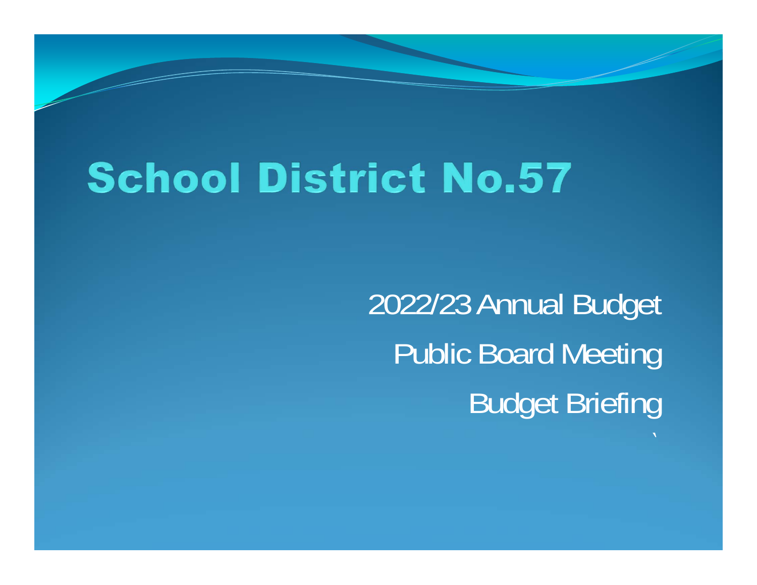# School District No.57

2022/23 Annual Budget

Public Board Meeting

Budget Briefing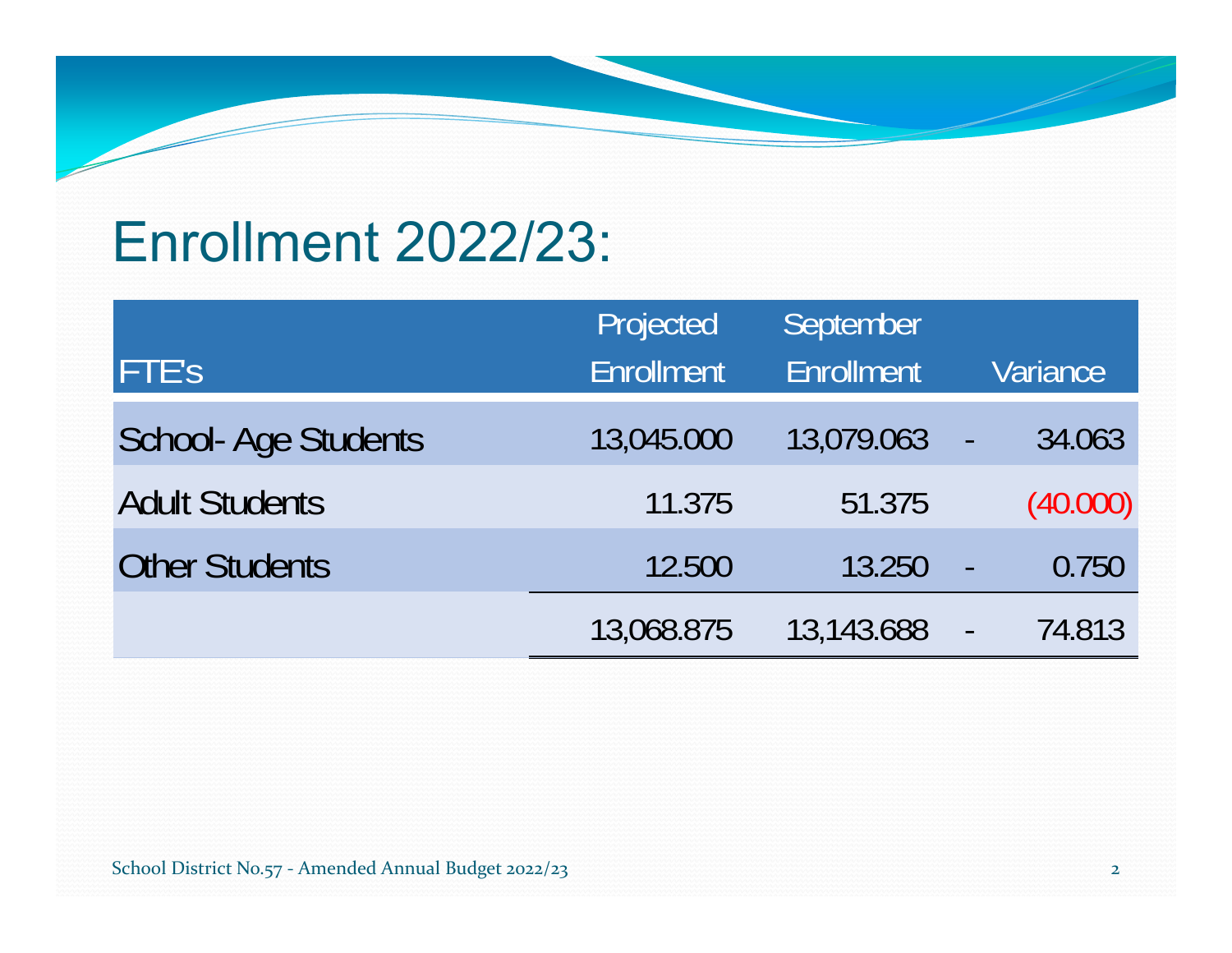# Enrollment 2022/23:

| FTE's | Projected Enrollment | September Enrollment | Variance |
|---|---|---|---|
| School- Age Students | 13,045.000 | 13,079.063 | - 34.063 |
| Adult Students | 11.375 | 51.375 | (40.000) |
| Other Students | 12.500 | 13.250 | - 0.750 |
| | 13,068.875 | 13,143.688 | - 74.813 |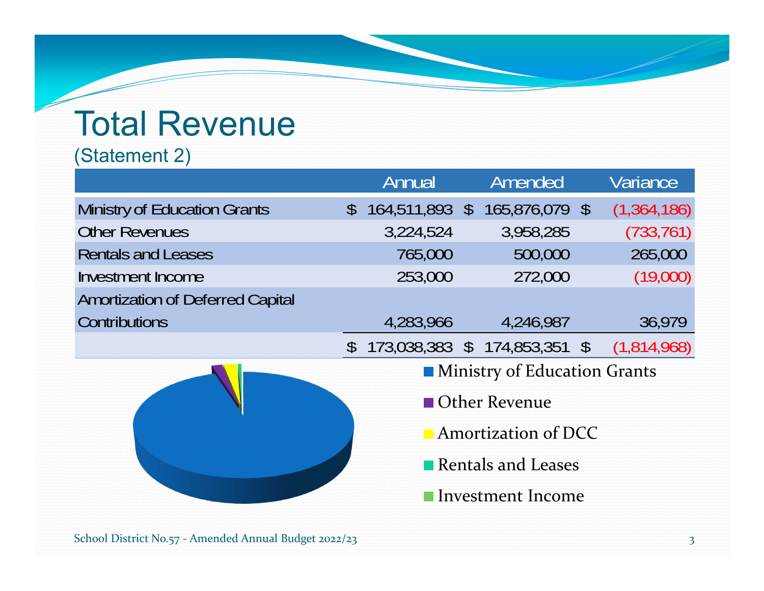# Total Revenue

(Statement 2)

| | Annual | Amended | Variance |
|---|---|---|---|
| Ministry of Education Grants | $ 164,511,893 | $ 165,876,079 | $ (1,364,186) |
| Other Revenues | 3,224,524 | 3,958,285 | (733,761) |
| Rentals and Leases | 765,000 | 500,000 | 265,000 |
| Investment Income | 253,000 | 272,000 | (19,000) |
| Amortization of Deferred Capital Contributions | 4,283,966 | 4,246,987 | 36,979 |
| | $ 173,038,383 | $ 174,853,351 | $ (1,814,968) |

- Ministry of Education Grants
- Other Revenue
- Amortization of DCC
- Rentals and Leases
- Investment Income

School District No.57 - Amended Annual Budget 2022/23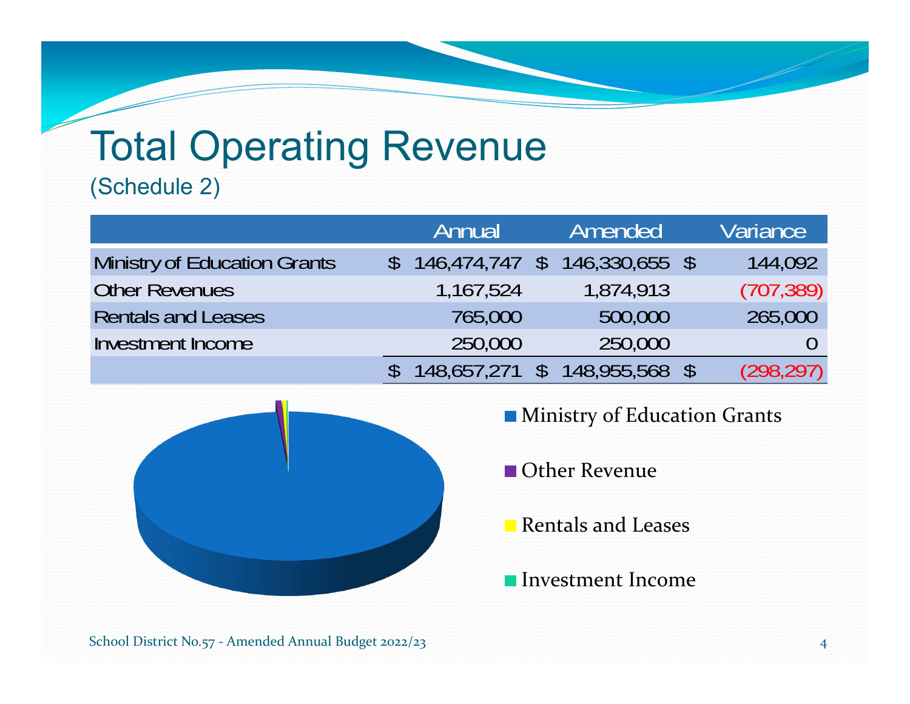# Total Operating Revenue

(Schedule 2)

| | Annual | Amended | Variance |
|---|---|---|---|
| Ministry of Education Grants | $ 146,474,747 | $ 146,330,655 | $ 144,092 |
| Other Revenues | 1,167,524 | 1,874,913 | (707,389) |
| Rentals and Leases | 765,000 | 500,000 | 265,000 |
| Investment Income | 250,000 | 250,000 | 0 |
| | $ 148,657,271 | $ 148,955,568 | $ (298,297) |

- Ministry of Education Grants
- Other Revenue
- Rentals and Leases
- Investment Income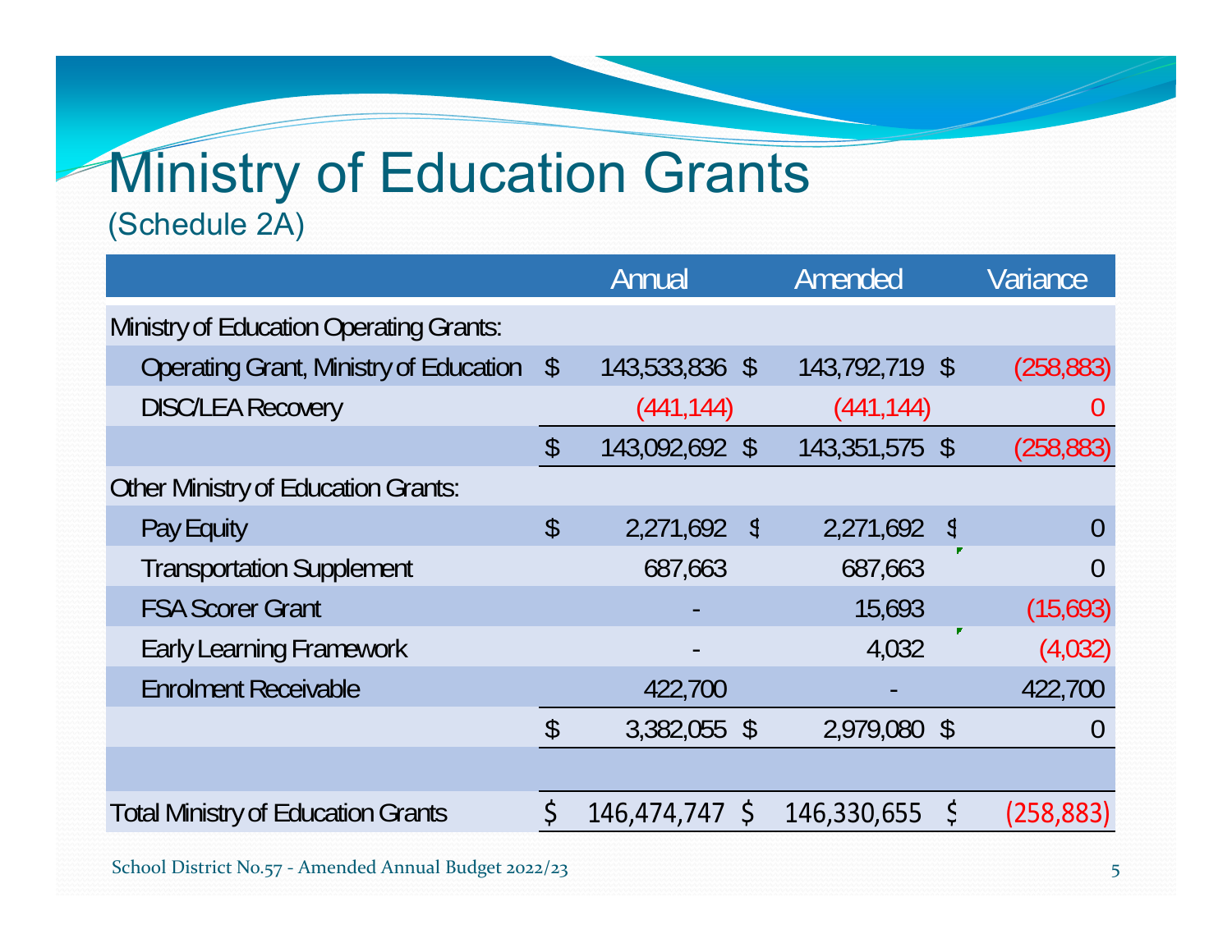# Ministry of Education Grants

(Schedule 2A)

| | Annual | Amended | Variance |
|---|---|---|---|
| Ministry of Education Operating Grants: | | | |
| Operating Grant, Ministry of Education | $ 143,533,836 | $ 143,792,719 | $ (258,883) |
| DISC/LEA Recovery | (441,144) | (441,144) | 0 |
| | $ 143,092,692 | $ 143,351,575 | $ (258,883) |
| Other Ministry of Education Grants: | | | |
| Pay Equity | $ 2,271,692 | $ 2,271,692 | $ 0 |
| Transportation Supplement | 687,663 | 687,663 | 0 |
| FSA Scorer Grant | - | 15,693 | (15,693) |
| Early Learning Framework | - | 4,032 | (4,032) |
| Enrolment Receivable | 422,700 | - | 422,700 |
| | $ 3,382,055 | $ 2,979,080 | $ 0 |
| | | | |
| Total Ministry of Education Grants | $ 146,474,747 | $ 146,330,655 | $ (258,883) |

School District No.57 - Amended Annual Budget 2022/23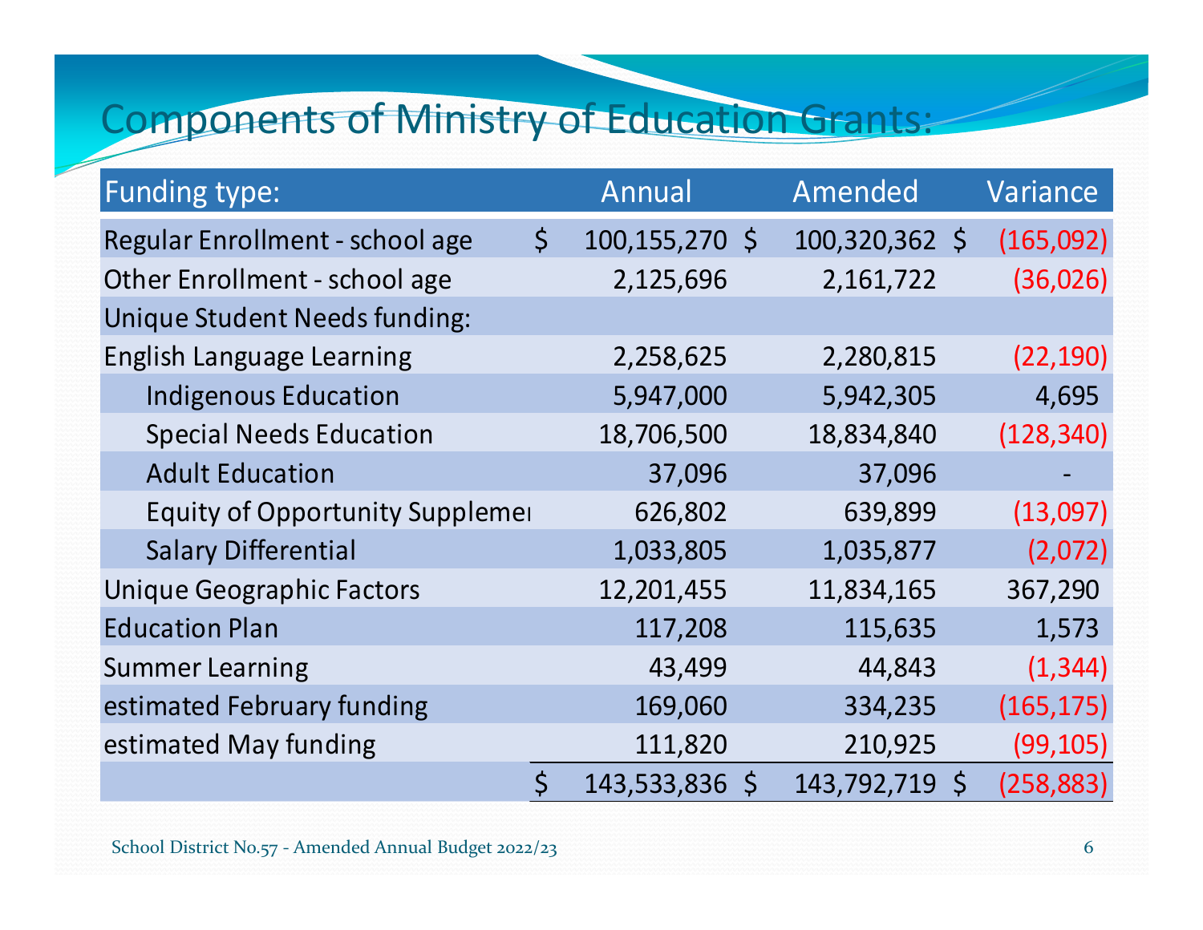# Components of Ministry of Education Grants:

| Funding type: | Annual | Amended | Variance |
|---|---|---|---|
| Regular Enrollment - school age | $ 100,155,270 | $ 100,320,362 | $ (165,092) |
| Other Enrollment - school age | 2,125,696 | 2,161,722 | (36,026) |
| Unique Student Needs funding: | | | |
| English Language Learning | 2,258,625 | 2,280,815 | (22,190) |
| Indigenous Education | 5,947,000 | 5,942,305 | 4,695 |
| Special Needs Education | 18,706,500 | 18,834,840 | (128,340) |
| Adult Education | 37,096 | 37,096 | - |
| Equity of Opportunity Suppleme | 626,802 | 639,899 | (13,097) |
| Salary Differential | 1,033,805 | 1,035,877 | (2,072) |
| Unique Geographic Factors | 12,201,455 | 11,834,165 | 367,290 |
| Education Plan | 117,208 | 115,635 | 1,573 |
| Summer Learning | 43,499 | 44,843 | (1,344) |
| estimated February funding | 169,060 | 334,235 | (165,175) |
| estimated May funding | 111,820 | 210,925 | (99,105) |
| | $ 143,533,836 | $ 143,792,719 | $ (258,883) |

School District No.57 - Amended Annual Budget 2022/23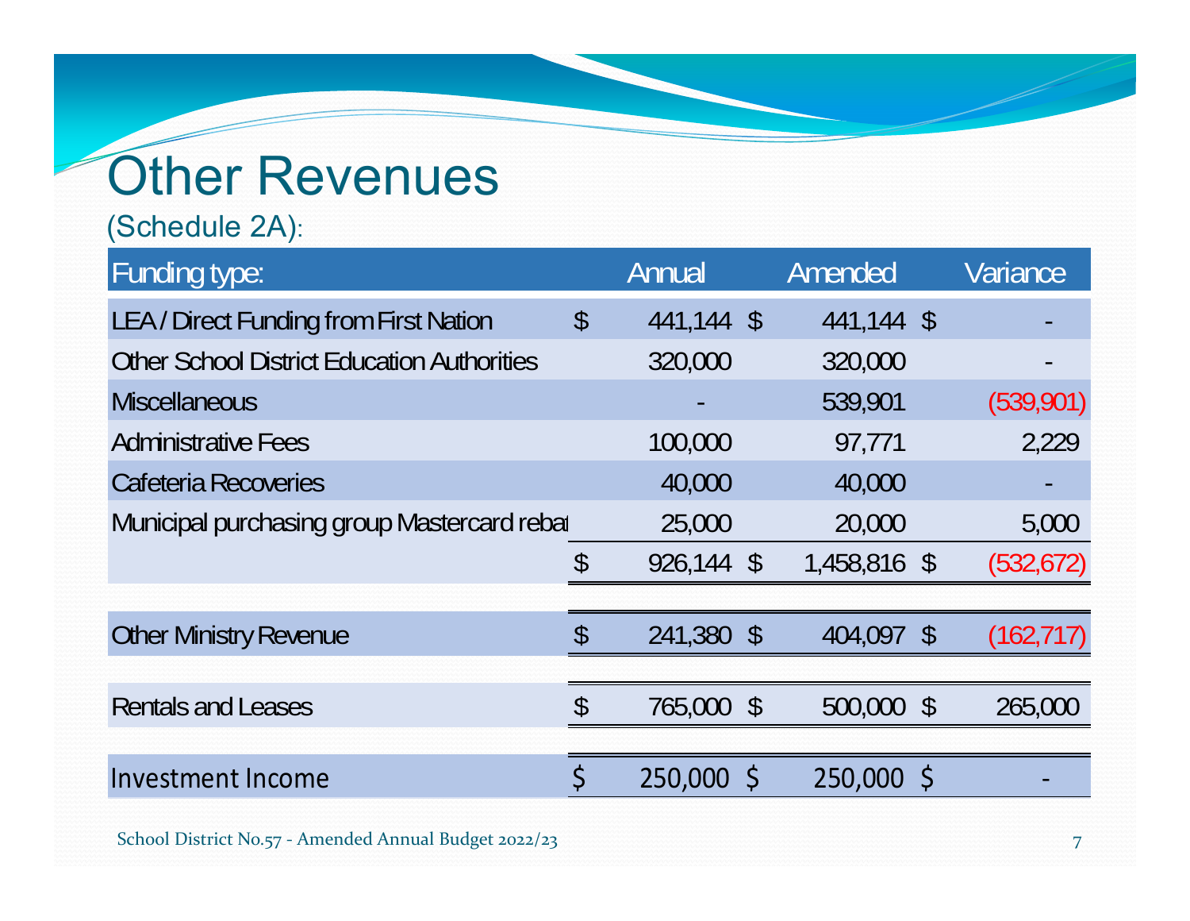# Other Revenues

(Schedule 2A):

| Funding type: | Annual | Amended | Variance |
|---|---|---|---|
| LEA / Direct Funding from First Nation | $ 441,144 | $ 441,144 | $ - |
| Other School District Education Authorities | 320,000 | 320,000 | - |
| Miscellaneous | - | 539,901 | (539,901) |
| Administrative Fees | 100,000 | 97,771 | 2,229 |
| Cafeteria Recoveries | 40,000 | 40,000 | - |
| Municipal purchasing group Mastercard rebat | 25,000 | 20,000 | 5,000 |
| | $ 926,144 | $ 1,458,816 | $ (532,672) |
| | | | |
| Other Ministry Revenue | $ 241,380 | $ 404,097 | $ (162,717) |
| | | | |
| Rentals and Leases | $ 765,000 | $ 500,000 | $ 265,000 |
| | | | |
| Investment Income | $ 250,000 | $ 250,000 | $ - |

School District No.57 - Amended Annual Budget 2022/23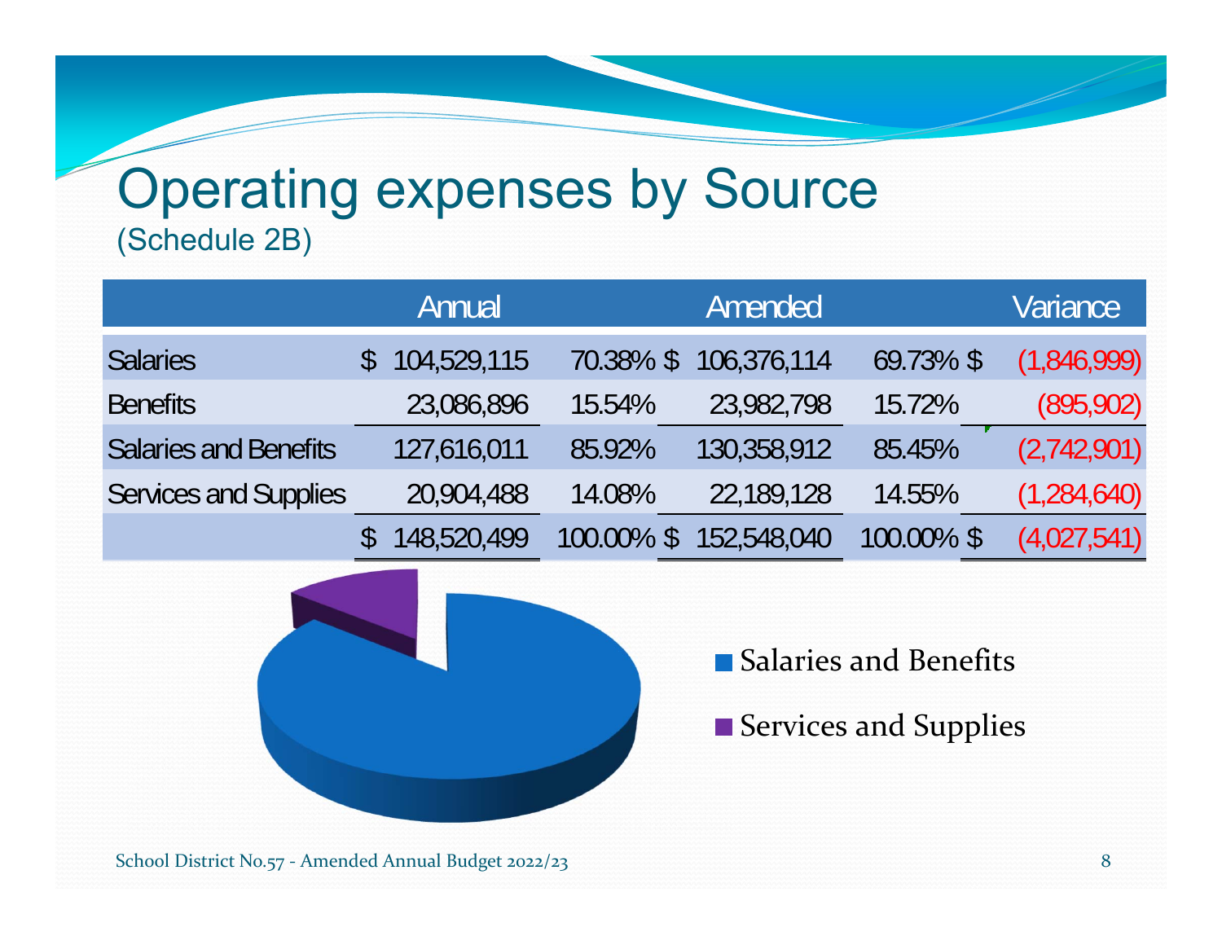# Operating expenses by Source

(Schedule 2B)

| | Annual | | Amended | | Variance |
|---|---|---|---|---|---|
| Salaries | $ 104,529,115 | 70.38% | $ 106,376,114 | 69.73% | $ (1,846,999) |
| Benefits | 23,086,896 | 15.54% | 23,982,798 | 15.72% | (895,902) |
| Salaries and Benefits | 127,616,011 | 85.92% | 130,358,912 | 85.45% | (2,742,901) |
| Services and Supplies | 20,904,488 | 14.08% | 22,189,128 | 14.55% | (1,284,640) |
| | $ 148,520,499 | 100.00% | $ 152,548,040 | 100.00% | $ (4,027,541) |

- Salaries and Benefits
- Services and Supplies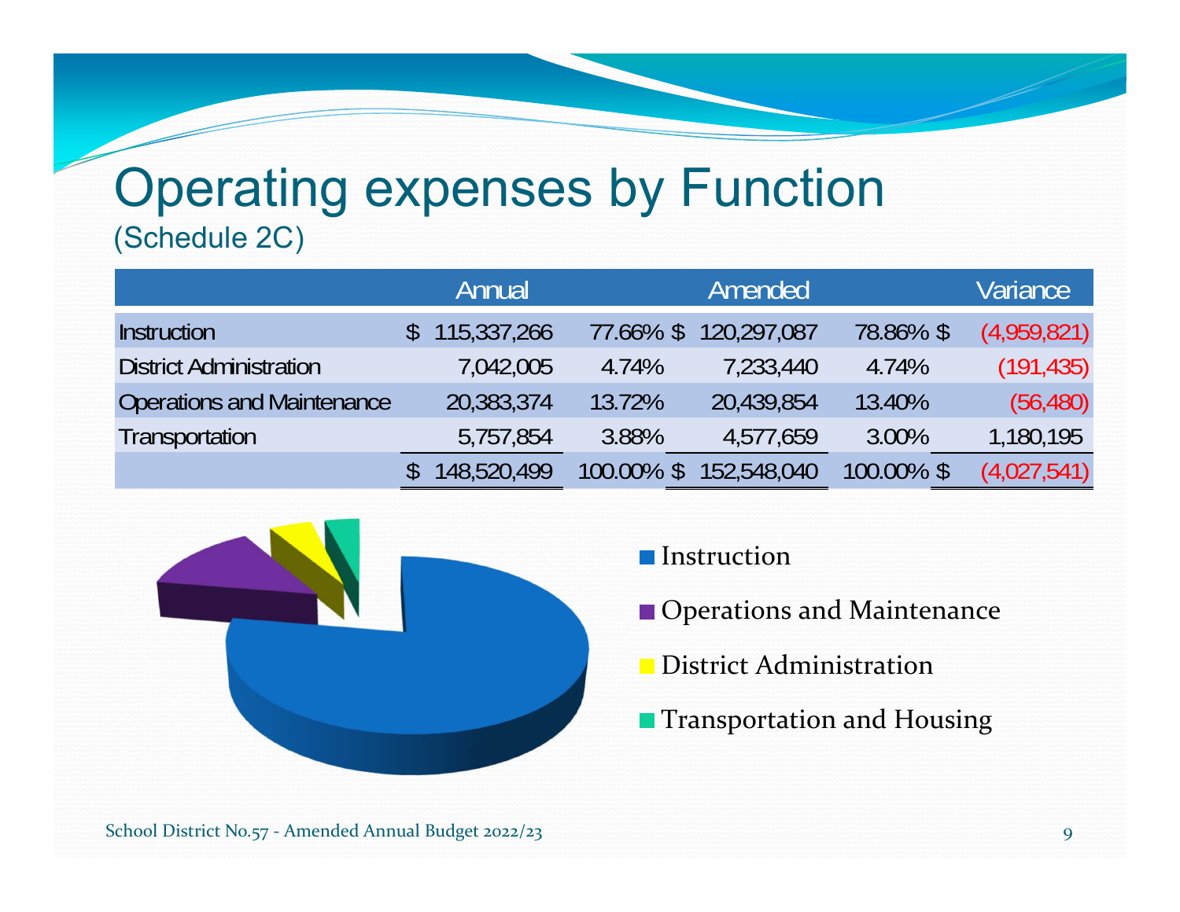# Operating expenses by Function

(Schedule 2C)

| | Annual | | Amended | | Variance |
|---|---|---|---|---|---|
| Instruction | $ 115,337,266 | 77.66% | $ 120,297,087 | 78.86% | $ (4,959,821) |
| District Administration | 7,042,005 | 4.74% | 7,233,440 | 4.74% | (191,435) |
| Operations and Maintenance | 20,383,374 | 13.72% | 20,439,854 | 13.40% | (56,480) |
| Transportation | 5,757,854 | 3.88% | 4,577,659 | 3.00% | 1,180,195 |
| | $ 148,520,499 | 100.00% | $ 152,548,040 | 100.00% | $ (4,027,541) |

- Instruction
- Operations and Maintenance
- District Administration
- Transportation and Housing

School District No.57 - Amended Annual Budget 2022/23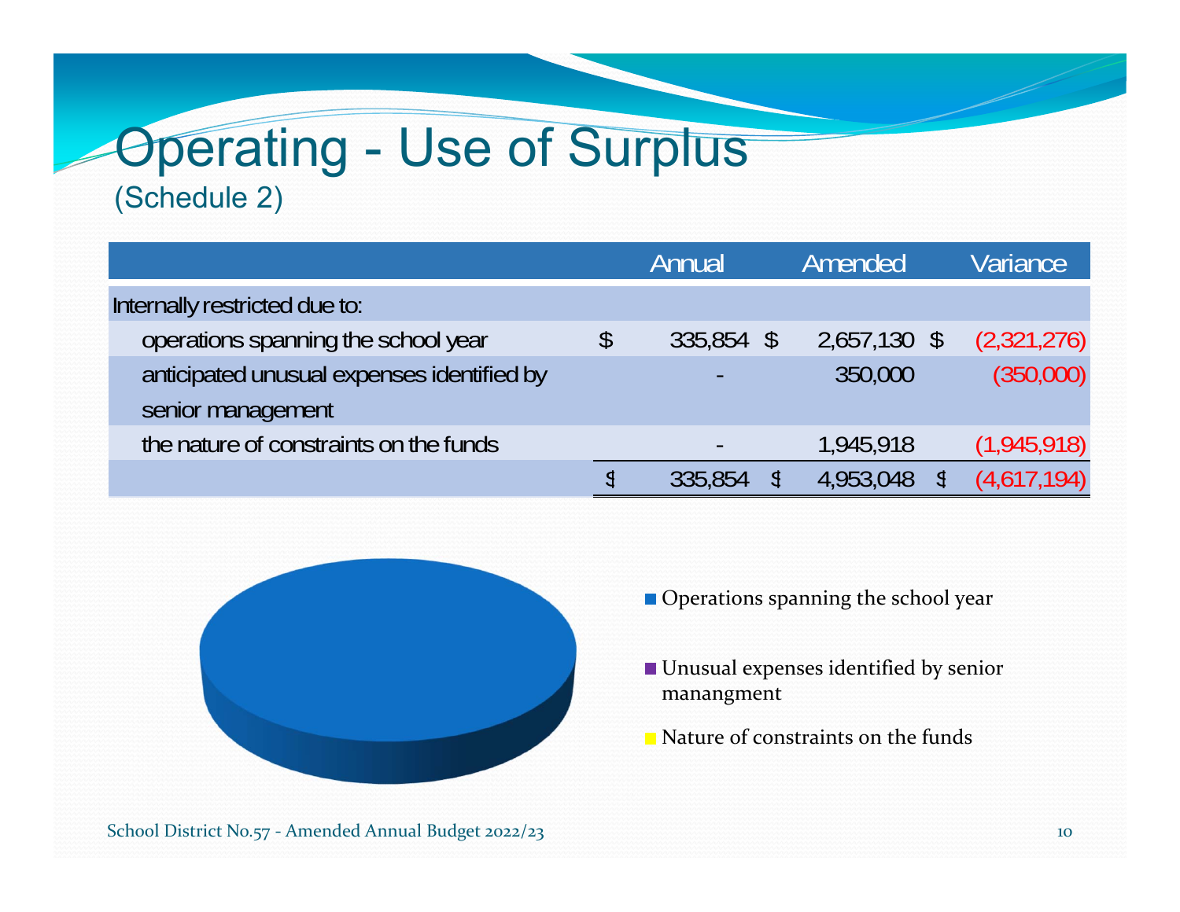# Operating - Use of Surplus

(Schedule 2)

| | Annual | Amended | Variance |
|---|---|---|---|
| Internally restricted due to: | | | |
| operations spanning the school year | $ 335,854 | $ 2,657,130 | $ (2,321,276) |
| anticipated unusual expenses identified by senior management | - | 350,000 | (350,000) |
| the nature of constraints on the funds | - | 1,945,918 | (1,945,918) |
| | $ 335,854 | $ 4,953,048 | $ (4,617,194) |

- Operations spanning the school year
- Unusual expenses identified by senior manangment
- Nature of constraints on the funds

School District No.57 - Amended Annual Budget 2022/23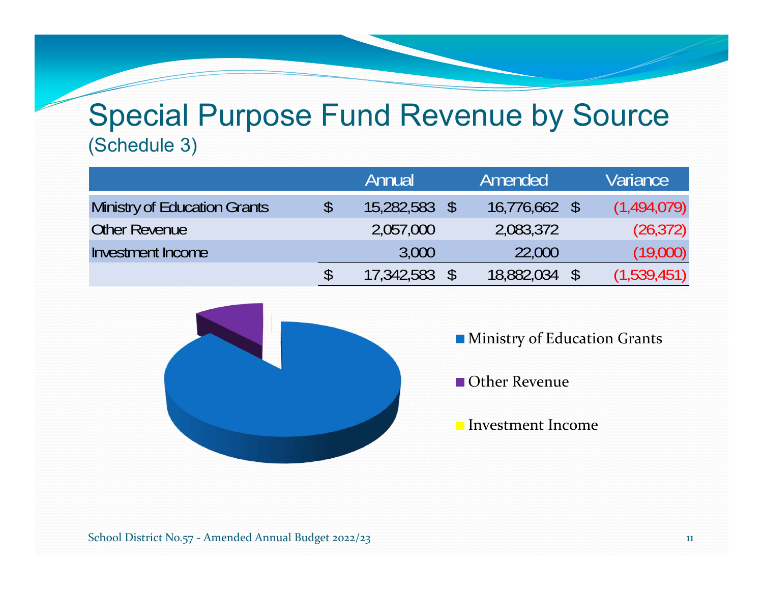# Special Purpose Fund Revenue by Source

(Schedule 3)

| | Annual | Amended | Variance |
|---|---|---|---|
| Ministry of Education Grants | $ 15,282,583 | $ 16,776,662 | $ (1,494,079) |
| Other Revenue | 2,057,000 | 2,083,372 | (26,372) |
| Investment Income | 3,000 | 22,000 | (19,000) |
| | $ 17,342,583 | $ 18,882,034 | $ (1,539,451) |

- Ministry of Education Grants
- Other Revenue
- Investment Income

School District No.57 - Amended Annual Budget 2022/23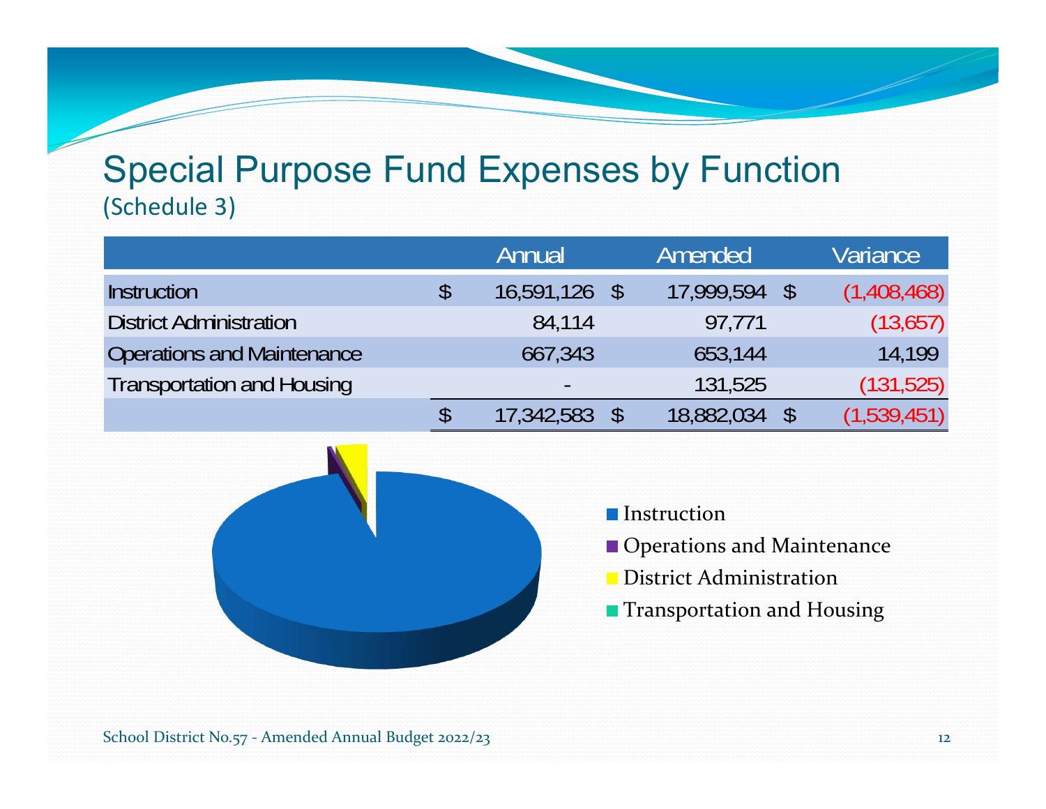# Special Purpose Fund Expenses by Function

(Schedule 3)

| | Annual | Amended | Variance |
|---|---|---|---|
| Instruction | $ 16,591,126 | $ 17,999,594 | $ (1,408,468) |
| District Administration | 84,114 | 97,771 | (13,657) |
| Operations and Maintenance | 667,343 | 653,144 | 14,199 |
| Transportation and Housing | - | 131,525 | (131,525) |
| | $ 17,342,583 | $ 18,882,034 | $ (1,539,451) |

- Instruction
- Operations and Maintenance
- District Administration
- Transportation and Housing

School District No.57 - Amended Annual Budget 2022/23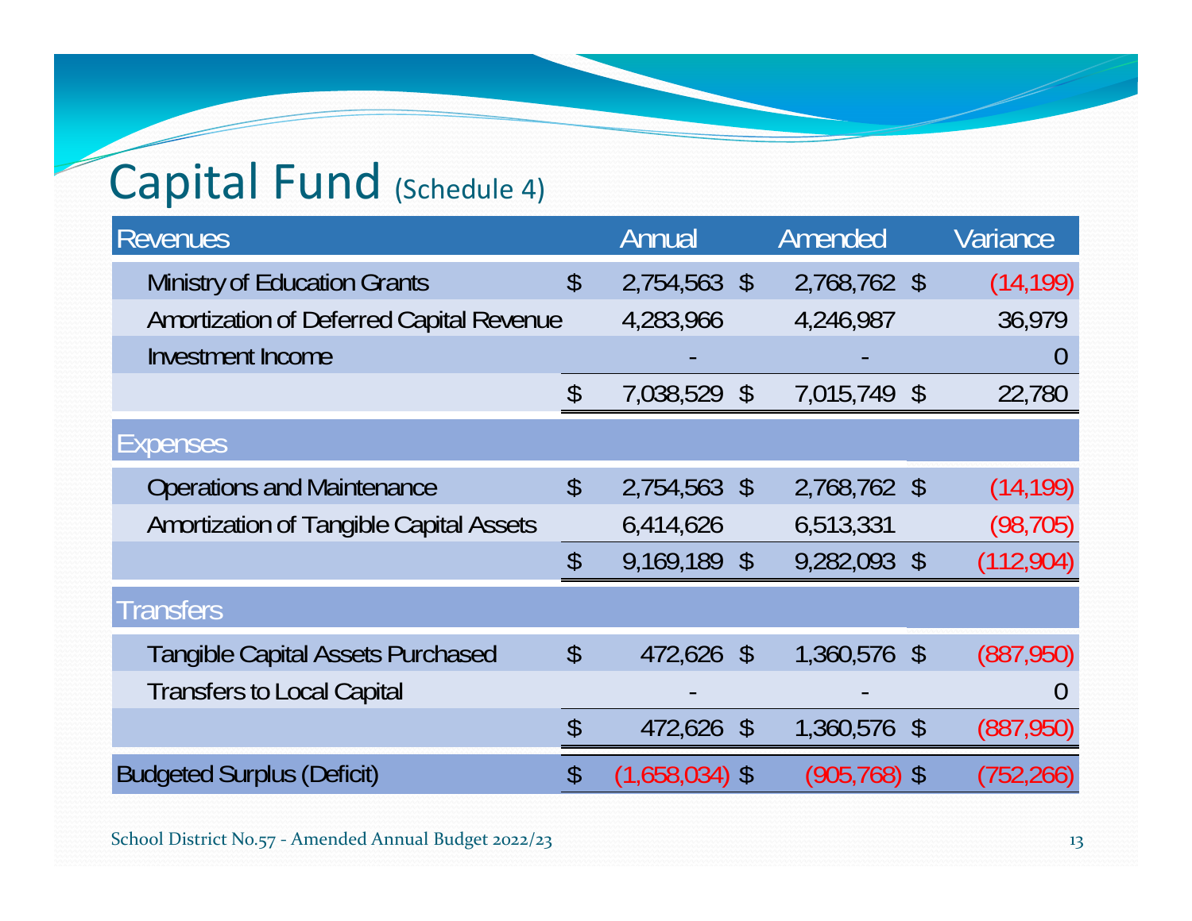# Capital Fund (Schedule 4)

| Revenues | Annual | Amended | Variance |
|---|---|---|---|
| Ministry of Education Grants | $ 2,754,563 | $ 2,768,762 | $ (14,199) |
| Amortization of Deferred Capital Revenue | 4,283,966 | 4,246,987 | 36,979 |
| Investment Income | - | - | 0 |
| | $ 7,038,529 | $ 7,015,749 | $ 22,780 |
| **Expenses** | | | |
| Operations and Maintenance | $ 2,754,563 | $ 2,768,762 | $ (14,199) |
| Amortization of Tangible Capital Assets | 6,414,626 | 6,513,331 | (98,705) |
| | $ 9,169,189 | $ 9,282,093 | $ (112,904) |
| **Transfers** | | | |
| Tangible Capital Assets Purchased | $ 472,626 | $ 1,360,576 | $ (887,950) |
| Transfers to Local Capital | - | - | 0 |
| | $ 472,626 | $ 1,360,576 | $ (887,950) |
| Budgeted Surplus (Deficit) | $ (1,658,034) | $ (905,768) | $ (752,266) |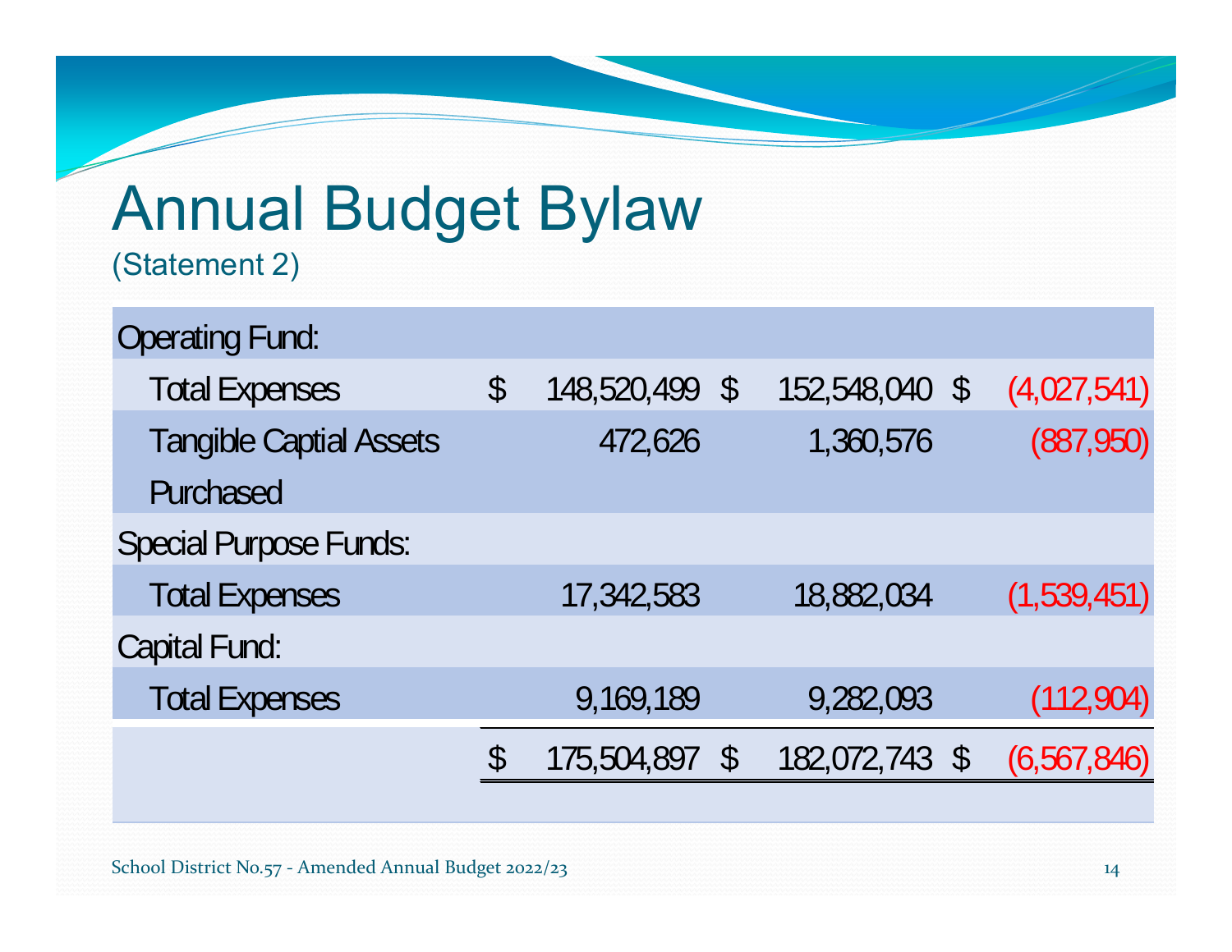# Annual Budget Bylaw

(Statement 2)

| | | | | | | |
|---|---|---|---|---|---|---|
| Operating Fund: | | | | | | |
| Total Expenses | $ | 148,520,499 | $ | 152,548,040 | $ | (4,027,541) |
| Tangible Captial Assets Purchased | | 472,626 | | 1,360,576 | | (887,950) |
| Special Purpose Funds: | | | | | | |
| Total Expenses | | 17,342,583 | | 18,882,034 | | (1,539,451) |
| Capital Fund: | | | | | | |
| Total Expenses | | 9,169,189 | | 9,282,093 | | (112,904) |
| | $ | 175,504,897 | $ | 182,072,743 | $ | (6,567,846) |

School District No.57 - Amended Annual Budget 2022/23